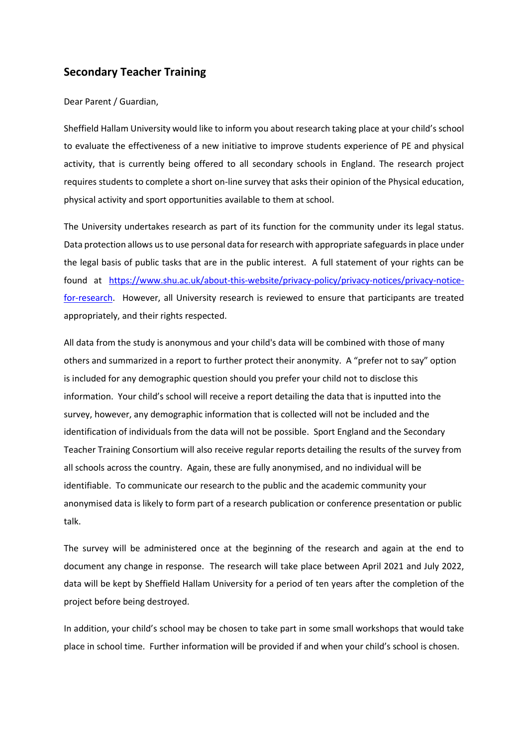## Secondary Teacher Training

Dear Parent / Guardian,

Sheffield Hallam University would like to inform you about research taking place at your child's school to evaluate the effectiveness of a new initiative to improve students experience of PE and physical activity, that is currently being offered to all secondary schools in England. The research project requires students to complete a short on-line survey that asks their opinion of the Physical education, physical activity and sport opportunities available to them at school.

The University undertakes research as part of its function for the community under its legal status. Data protection allows us to use personal data for research with appropriate safeguards in place under the legal basis of public tasks that are in the public interest. A full statement of your rights can be found at [https://www.shu.ac.uk/about-this-website/privacy-policy/privacy-notices/privacy-notice-for-research](https://www.shu.ac.uk/about-this-website/privacy-policy/privacy-notices/privacy-notice-for-research). However, all University research is reviewed to ensure that participants are treated appropriately, and their rights respected.

All data from the study is anonymous and your child's data will be combined with those of many others and summarized in a report to further protect their anonymity. A "prefer not to say" option is included for any demographic question should you prefer your child not to disclose this information. Your child's school will receive a report detailing the data that is inputted into the survey, however, any demographic information that is collected will not be included and the identification of individuals from the data will not be possible. Sport England and the Secondary Teacher Training Consortium will also receive regular reports detailing the results of the survey from all schools across the country. Again, these are fully anonymised, and no individual will be identifiable. To communicate our research to the public and the academic community your anonymised data is likely to form part of a research publication or conference presentation or public talk.

The survey will be administered once at the beginning of the research and again at the end to document any change in response. The research will take place between April 2021 and July 2022, data will be kept by Sheffield Hallam University for a period of ten years after the completion of the project before being destroyed.

In addition, your child's school may be chosen to take part in some small workshops that would take place in school time. Further information will be provided if and when your child's school is chosen.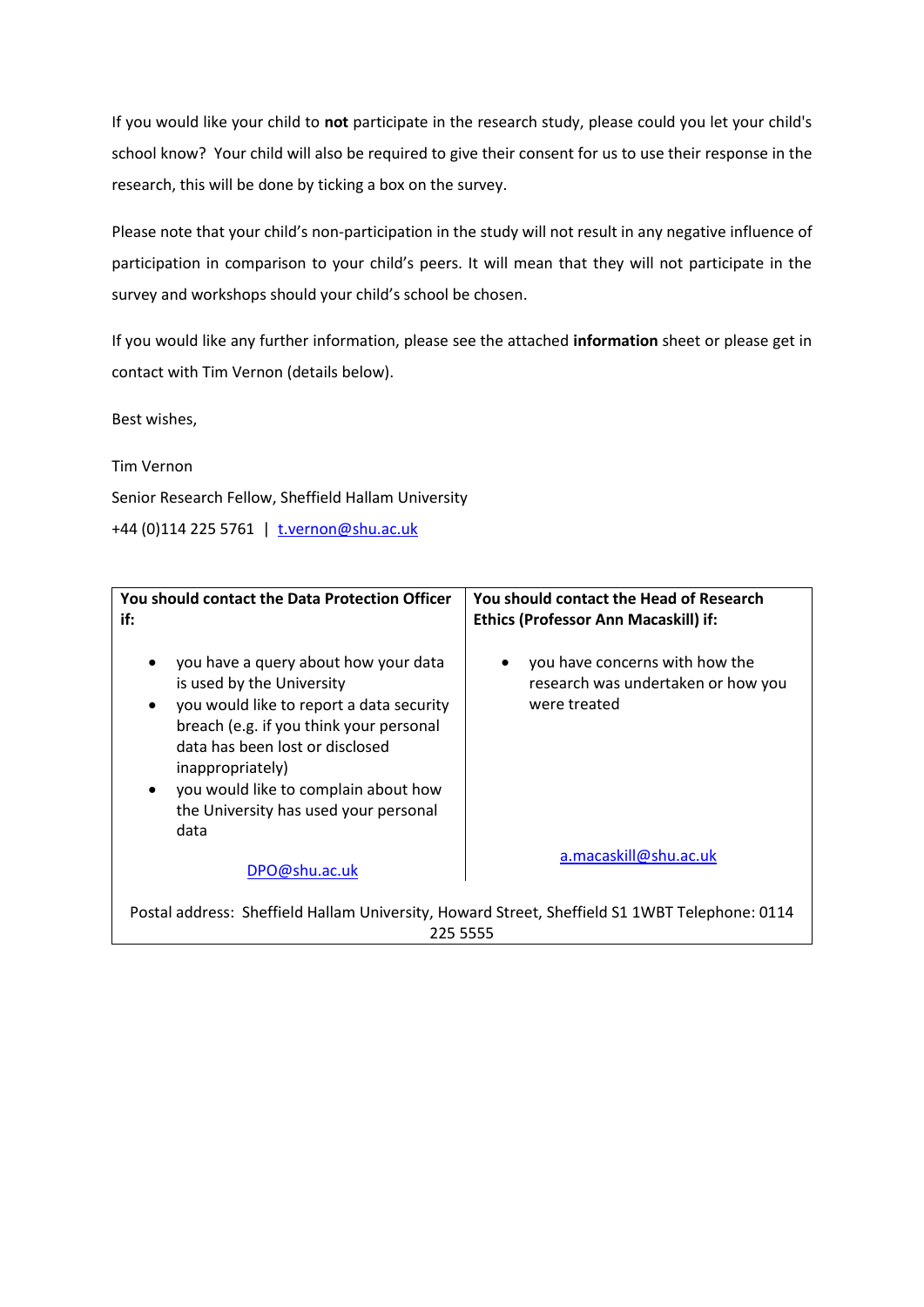If you would like your child to **not** participate in the research study, please could you let your child's school know? Your child will also be required to give their consent for us to use their response in the research, this will be done by ticking a box on the survey.

Please note that your child's non-participation in the study will not result in any negative influence of participation in comparison to your child's peers. It will mean that they will not participate in the survey and workshops should your child's school be chosen.

If you would like any further information, please see the attached **information** sheet or please get in contact with Tim Vernon (details below).

Best wishes,

Tim Vernon

Senior Research Fellow, Sheffield Hallam University

+44 (0)114 225 5761 | t.vernon@shu.ac.uk

| **You should contact the Data Protection Officer if:** | **You should contact the Head of Research Ethics (Professor Ann Macaskill) if:** |
|---|---|
| • you have a query about how your data is used by the University<br>• you would like to report a data security breach (e.g. if you think your personal data has been lost or disclosed inappropriately)<br>• you would like to complain about how the University has used your personal data<br><br>DPO@shu.ac.uk | • you have concerns with how the research was undertaken or how you were treated<br><br>a.macaskill@shu.ac.uk |
| Postal address: Sheffield Hallam University, Howard Street, Sheffield S1 1WBT Telephone: 0114 225 5555 | |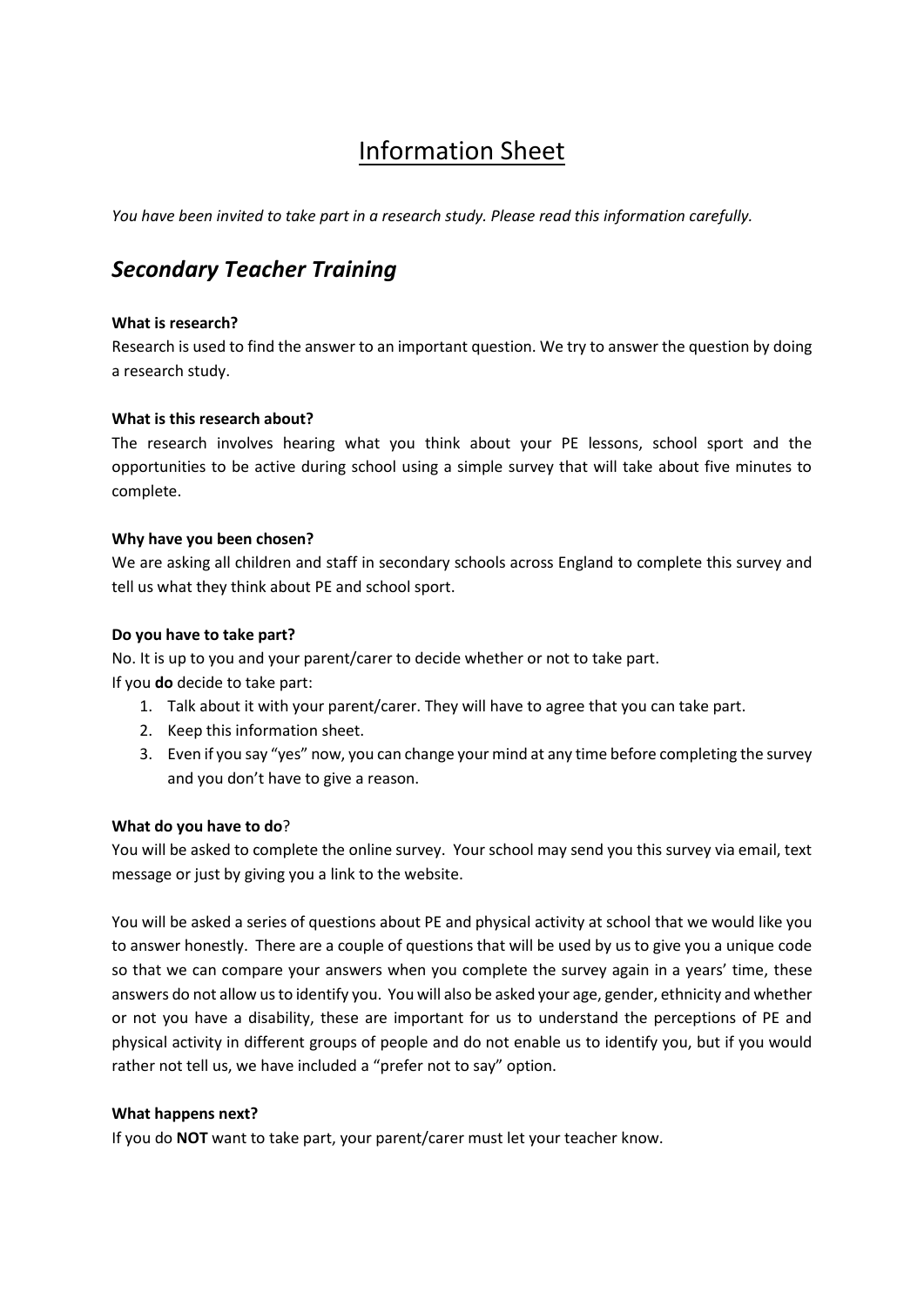# Information Sheet

*You have been invited to take part in a research study. Please read this information carefully.*

## *Secondary Teacher Training*

**What is research?**
Research is used to find the answer to an important question. We try to answer the question by doing a research study.

**What is this research about?**
The research involves hearing what you think about your PE lessons, school sport and the opportunities to be active during school using a simple survey that will take about five minutes to complete.

**Why have you been chosen?**
We are asking all children and staff in secondary schools across England to complete this survey and tell us what they think about PE and school sport.

**Do you have to take part?**
No. It is up to you and your parent/carer to decide whether or not to take part.
If you **do** decide to take part:

1. Talk about it with your parent/carer. They will have to agree that you can take part.
2. Keep this information sheet.
3. Even if you say "yes" now, you can change your mind at any time before completing the survey and you don't have to give a reason.

**What do you have to do**?
You will be asked to complete the online survey. Your school may send you this survey via email, text message or just by giving you a link to the website.

You will be asked a series of questions about PE and physical activity at school that we would like you to answer honestly. There are a couple of questions that will be used by us to give you a unique code so that we can compare your answers when you complete the survey again in a years' time, these answers do not allow us to identify you. You will also be asked your age, gender, ethnicity and whether or not you have a disability, these are important for us to understand the perceptions of PE and physical activity in different groups of people and do not enable us to identify you, but if you would rather not tell us, we have included a "prefer not to say" option.

**What happens next?**
If you do **NOT** want to take part, your parent/carer must let your teacher know.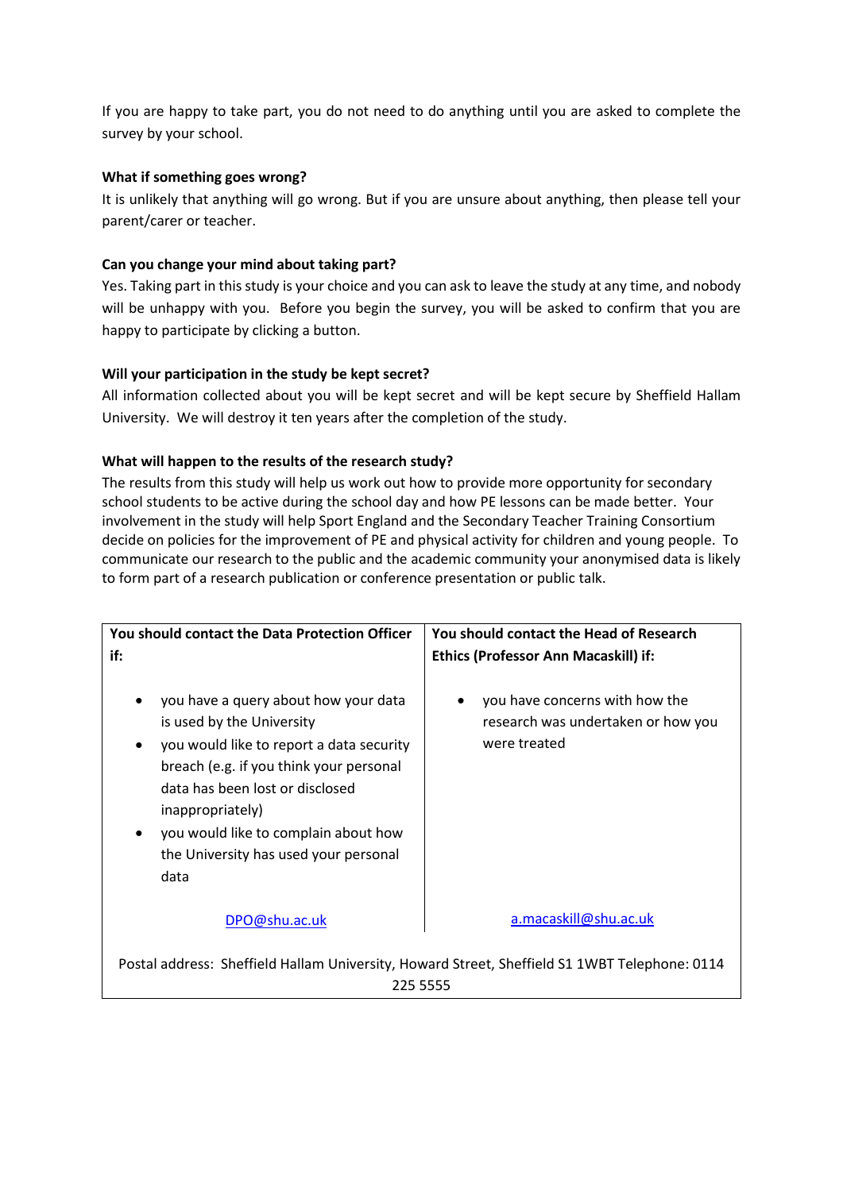If you are happy to take part, you do not need to do anything until you are asked to complete the survey by your school.

**What if something goes wrong?**

It is unlikely that anything will go wrong. But if you are unsure about anything, then please tell your parent/carer or teacher.

**Can you change your mind about taking part?**

Yes. Taking part in this study is your choice and you can ask to leave the study at any time, and nobody will be unhappy with you. Before you begin the survey, you will be asked to confirm that you are happy to participate by clicking a button.

**Will your participation in the study be kept secret?**

All information collected about you will be kept secret and will be kept secure by Sheffield Hallam University. We will destroy it ten years after the completion of the study.

**What will happen to the results of the research study?**

The results from this study will help us work out how to provide more opportunity for secondary school students to be active during the school day and how PE lessons can be made better. Your involvement in the study will help Sport England and the Secondary Teacher Training Consortium decide on policies for the improvement of PE and physical activity for children and young people. To communicate our research to the public and the academic community your anonymised data is likely to form part of a research publication or conference presentation or public talk.

| **You should contact the Data Protection Officer if:** | **You should contact the Head of Research Ethics (Professor Ann Macaskill) if:** |
|---|---|
| • you have a query about how your data is used by the University<br>• you would like to report a data security breach (e.g. if you think your personal data has been lost or disclosed inappropriately)<br>• you would like to complain about how the University has used your personal data | • you have concerns with how the research was undertaken or how you were treated |
| DPO@shu.ac.uk | a.macaskill@shu.ac.uk |
| Postal address: Sheffield Hallam University, Howard Street, Sheffield S1 1WBT Telephone: 0114 225 5555 | |